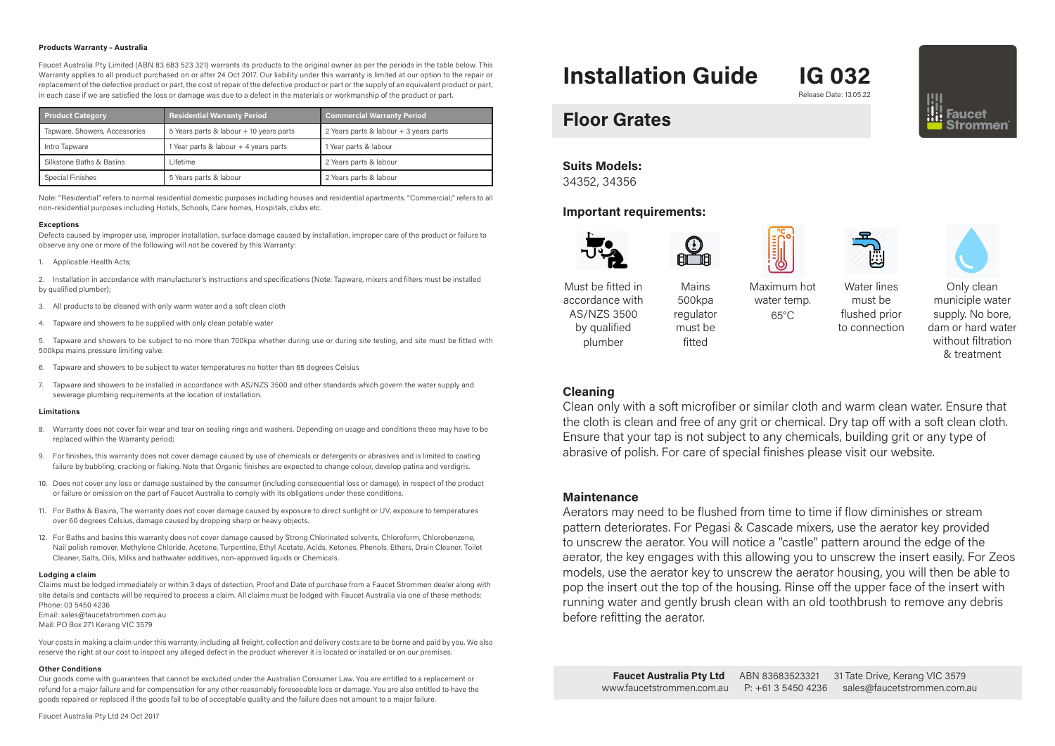#### Products Warranty – Australia

Faucet Australia Pty Limited (ABN 83 683 523 321) warrants its products to the original owner as per the periods in the table below. This Warranty applies to all product purchased on or after 24 Oct 2017. Our liability under this warranty is limited at our option to the repair or replacement of the defective product or part, the cost of repair of the defective product or part or the supply of an equivalent product or part, in each case if we are satisfied the loss or damage was due to a defect in the materials or workmanship of the product or part.

| Product Category | Residential Warranty Period | Commercial Warranty Period |
|---|---|---|
| Tapware, Showers, Accessories | 5 Years parts & labour + 10 years parts | 2 Years parts & labour + 3 years parts |
| Intro Tapware | 1 Year parts & labour + 4 years parts | 1 Year parts & labour |
| Silkstone Baths & Basins | Lifetime | 2 Years parts & labour |
| Special Finishes | 5 Years parts & labour | 2 Years parts & labour |

Note: "Residential" refers to normal residential domestic purposes including houses and residential apartments. "Commercial;" refers to all non-residential purposes including Hotels, Schools, Care homes, Hospitals, clubs etc.

#### Exceptions

Defects caused by improper use, improper installation, surface damage caused by installation, improper care of the product or failure to observe any one or more of the following will not be covered by this Warranty:

1. Applicable Health Acts;
2. Installation in accordance with manufacturer's instructions and specifications (Note: Tapware, mixers and filters must be installed by qualified plumber);
3. All products to be cleaned with only warm water and a soft clean cloth
4. Tapware and showers to be supplied with only clean potable water
5. Tapware and showers to be subject to no more than 700kpa whether during use or during site testing, and site must be fitted with 500kpa mains pressure limiting valve.
6. Tapware and showers to be subject to water temperatures no hotter than 65 degrees Celsius
7. Tapware and showers to be installed in accordance with AS/NZS 3500 and other standards which govern the water supply and sewerage plumbing requirements at the location of installation.

#### Limitations

8. Warranty does not cover fair wear and tear on sealing rings and washers. Depending on usage and conditions these may have to be replaced within the Warranty period;
9. For finishes, this warranty does not cover damage caused by use of chemicals or detergents or abrasives and is limited to coating failure by bubbling, cracking or flaking. Note that Organic finishes are expected to change colour, develop patina and verdigris.
10. Does not cover any loss or damage sustained by the consumer (including consequential loss or damage), in respect of the product or failure or omission on the part of Faucet Australia to comply with its obligations under these conditions.
11. For Baths & Basins, The warranty does not cover damage caused by exposure to direct sunlight or UV, exposure to temperatures over 60 degrees Celsius, damage caused by dropping sharp or heavy objects.
12. For Baths and basins this warranty does not cover damage caused by Strong Chlorinated solvents, Chloroform, Chlorobenzene, Nail polish remover, Methylene Chloride, Acetone, Turpentine, Ethyl Acetate, Acids, Ketones, Phenols, Ethers, Drain Cleaner, Toilet Cleaner, Salts, Oils, Milks and bathwater additives, non-approved liquids or Chemicals.

#### Lodging a claim

Claims must be lodged immediately or within 3 days of detection. Proof and Date of purchase from a Faucet Strommen dealer along with site details and contacts will be required to process a claim. All claims must be lodged with Faucet Australia via one of these methods:
Phone: 03 5450 4236
Email: sales@faucetstrommen.com.au
Mail: PO Box 271 Kerang VIC 3579

Your costs in making a claim under this warranty, including all freight, collection and delivery costs are to be borne and paid by you. We also reserve the right at our cost to inspect any alleged defect in the product wherever it is located or installed or on our premises.

#### Other Conditions

Our goods come with guarantees that cannot be excluded under the Australian Consumer Law. You are entitled to a replacement or refund for a major failure and for compensation for any other reasonably foreseeable loss or damage. You are also entitled to have the goods repaired or replaced if the goods fail to be of acceptable quality and the failure does not amount to a major failure.

Faucet Australia Pty Ltd 24 Oct 2017

# Installation Guide IG 032

Release Date: 13.05.22

Faucet Strommen

## Floor Grates

**Suits Models:**
34352, 34356

**Important requirements:**

- Must be fitted in accordance with AS/NZS 3500 by qualified plumber
- Mains 500kpa regulator must be fitted
- Maximum hot water temp. 65°C
- Water lines must be flushed prior to connection
- Only clean municiple water supply. No bore, dam or hard water without filtration & treatment

### Cleaning

Clean only with a soft microfiber or similar cloth and warm clean water. Ensure that the cloth is clean and free of any grit or chemical. Dry tap off with a soft clean cloth. Ensure that your tap is not subject to any chemicals, building grit or any type of abrasive of polish. For care of special finishes please visit our website.

### Maintenance

Aerators may need to be flushed from time to time if flow diminishes or stream pattern deteriorates. For Pegasi & Cascade mixers, use the aerator key provided to unscrew the aerator. You will notice a "castle" pattern around the edge of the aerator, the key engages with this allowing you to unscrew the insert easily. For Zeos models, use the aerator key to unscrew the aerator housing, you will then be able to pop the insert out the top of the housing. Rinse off the upper face of the insert with running water and gently brush clean with an old toothbrush to remove any debris before refitting the aerator.

**Faucet Australia Pty Ltd** ABN 83683523321 31 Tate Drive, Kerang VIC 3579
www.faucetstrommen.com.au P: +61 3 5450 4236 sales@faucetstrommen.com.au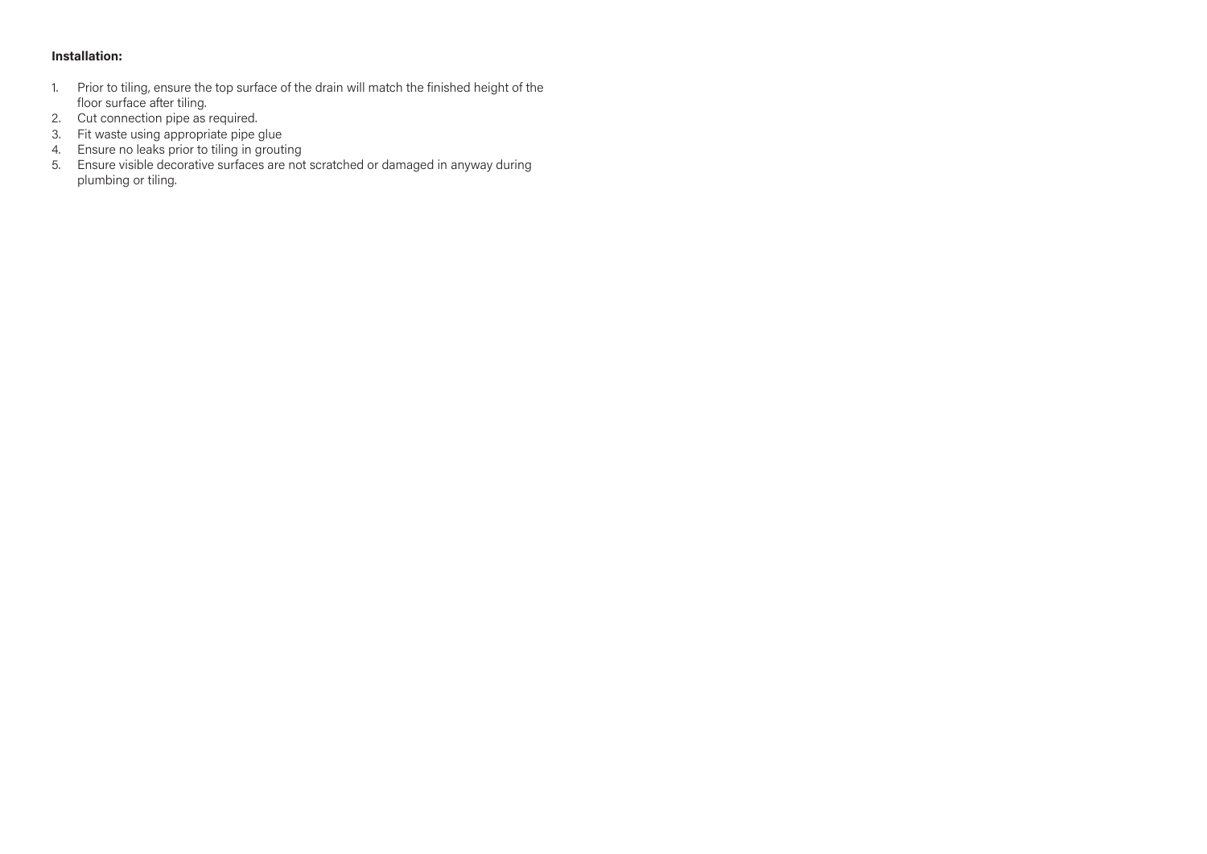**Installation:**

1. Prior to tiling, ensure the top surface of the drain will match the finished height of the floor surface after tiling.
2. Cut connection pipe as required.
3. Fit waste using appropriate pipe glue
4. Ensure no leaks prior to tiling in grouting
5. Ensure visible decorative surfaces are not scratched or damaged in anyway during plumbing or tiling.